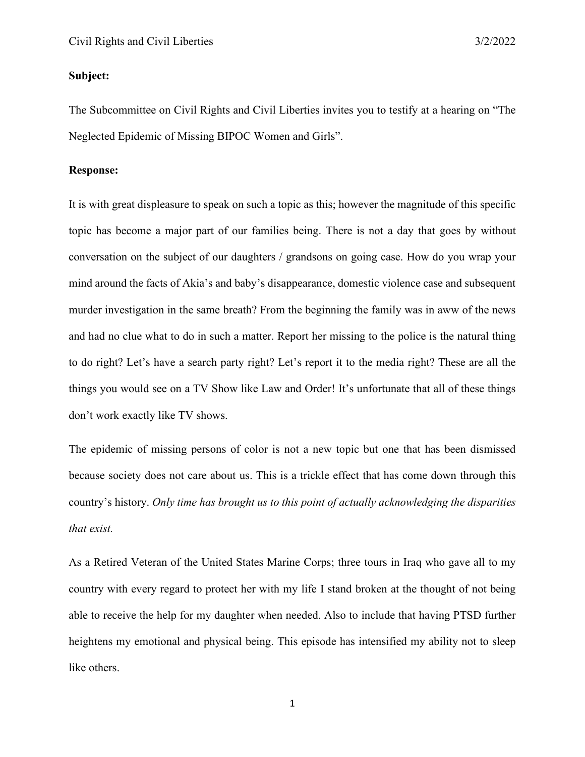**Subject:**

The Subcommittee on Civil Rights and Civil Liberties invites you to testify at a hearing on "The Neglected Epidemic of Missing BIPOC Women and Girls".

**Response:**

It is with great displeasure to speak on such a topic as this; however the magnitude of this specific topic has become a major part of our families being. There is not a day that goes by without conversation on the subject of our daughters / grandsons on going case. How do you wrap your mind around the facts of Akia's and baby's disappearance, domestic violence case and subsequent murder investigation in the same breath? From the beginning the family was in aww of the news and had no clue what to do in such a matter. Report her missing to the police is the natural thing to do right? Let's have a search party right? Let's report it to the media right? These are all the things you would see on a TV Show like Law and Order! It's unfortunate that all of these things don't work exactly like TV shows.

The epidemic of missing persons of color is not a new topic but one that has been dismissed because society does not care about us. This is a trickle effect that has come down through this country's history. *Only time has brought us to this point of actually acknowledging the disparities that exist.*

As a Retired Veteran of the United States Marine Corps; three tours in Iraq who gave all to my country with every regard to protect her with my life I stand broken at the thought of not being able to receive the help for my daughter when needed. Also to include that having PTSD further heightens my emotional and physical being. This episode has intensified my ability not to sleep like others.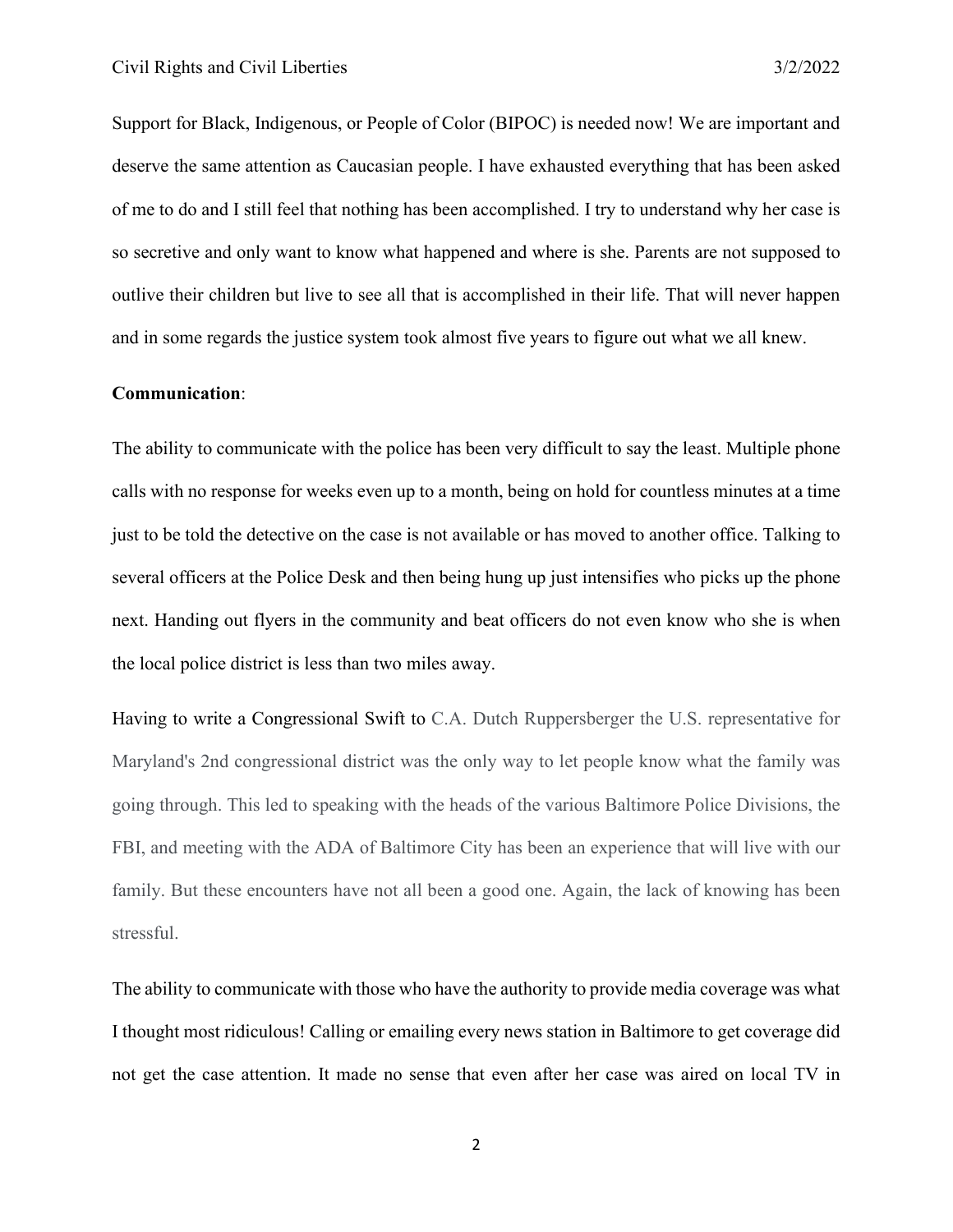Support for Black, Indigenous, or People of Color (BIPOC) is needed now! We are important and deserve the same attention as Caucasian people. I have exhausted everything that has been asked of me to do and I still feel that nothing has been accomplished. I try to understand why her case is so secretive and only want to know what happened and where is she. Parents are not supposed to outlive their children but live to see all that is accomplished in their life. That will never happen and in some regards the justice system took almost five years to figure out what we all knew.

**Communication**:

The ability to communicate with the police has been very difficult to say the least. Multiple phone calls with no response for weeks even up to a month, being on hold for countless minutes at a time just to be told the detective on the case is not available or has moved to another office. Talking to several officers at the Police Desk and then being hung up just intensifies who picks up the phone next. Handing out flyers in the community and beat officers do not even know who she is when the local police district is less than two miles away.

Having to write a Congressional Swift to C.A. Dutch Ruppersberger the U.S. representative for Maryland's 2nd congressional district was the only way to let people know what the family was going through. This led to speaking with the heads of the various Baltimore Police Divisions, the FBI, and meeting with the ADA of Baltimore City has been an experience that will live with our family. But these encounters have not all been a good one. Again, the lack of knowing has been stressful.

The ability to communicate with those who have the authority to provide media coverage was what I thought most ridiculous! Calling or emailing every news station in Baltimore to get coverage did not get the case attention. It made no sense that even after her case was aired on local TV in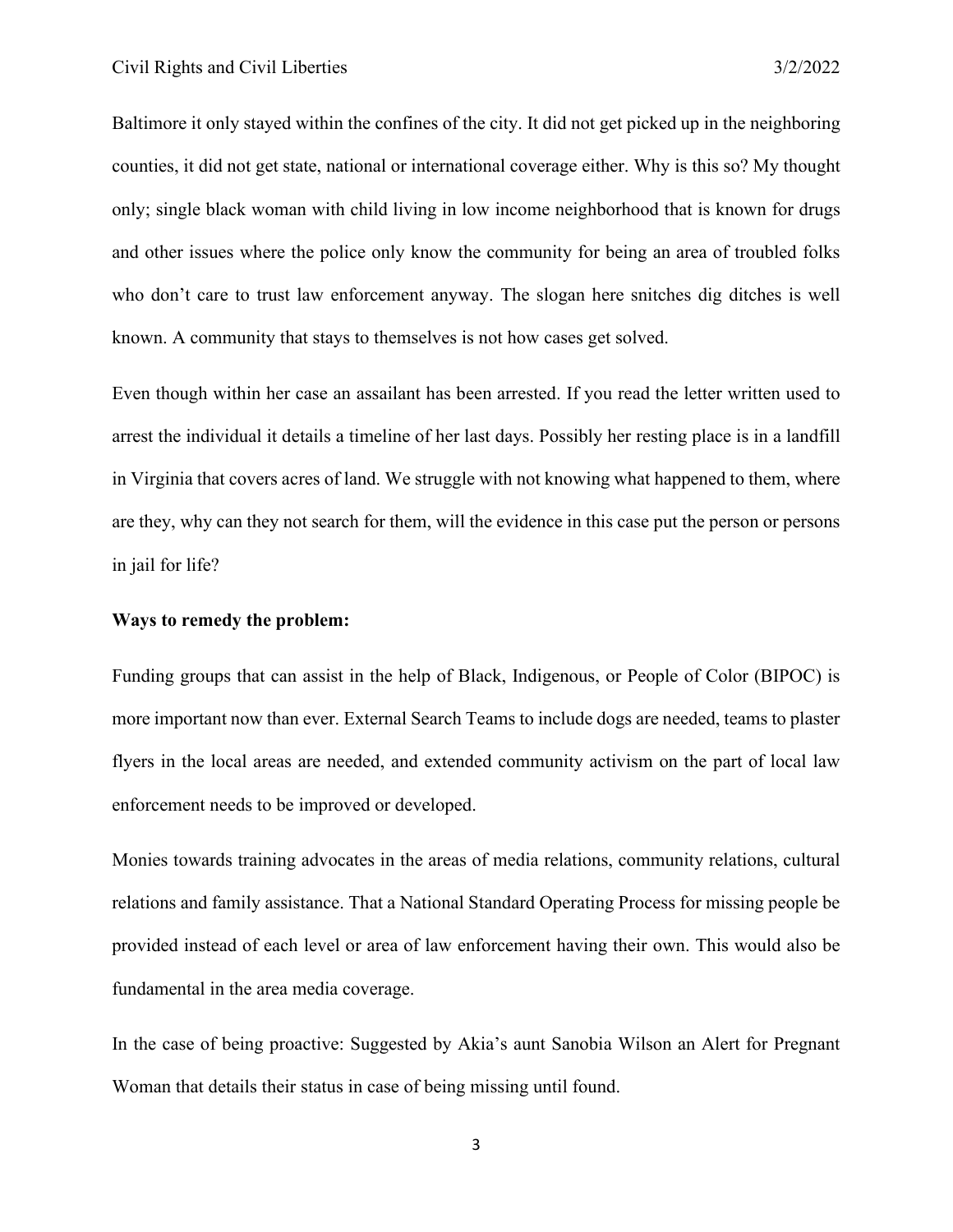Baltimore it only stayed within the confines of the city. It did not get picked up in the neighboring counties, it did not get state, national or international coverage either. Why is this so? My thought only; single black woman with child living in low income neighborhood that is known for drugs and other issues where the police only know the community for being an area of troubled folks who don't care to trust law enforcement anyway. The slogan here snitches dig ditches is well known. A community that stays to themselves is not how cases get solved.

Even though within her case an assailant has been arrested. If you read the letter written used to arrest the individual it details a timeline of her last days. Possibly her resting place is in a landfill in Virginia that covers acres of land. We struggle with not knowing what happened to them, where are they, why can they not search for them, will the evidence in this case put the person or persons in jail for life?

**Ways to remedy the problem:**

Funding groups that can assist in the help of Black, Indigenous, or People of Color (BIPOC) is more important now than ever. External Search Teams to include dogs are needed, teams to plaster flyers in the local areas are needed, and extended community activism on the part of local law enforcement needs to be improved or developed.

Monies towards training advocates in the areas of media relations, community relations, cultural relations and family assistance. That a National Standard Operating Process for missing people be provided instead of each level or area of law enforcement having their own. This would also be fundamental in the area media coverage.

In the case of being proactive: Suggested by Akia's aunt Sanobia Wilson an Alert for Pregnant Woman that details their status in case of being missing until found.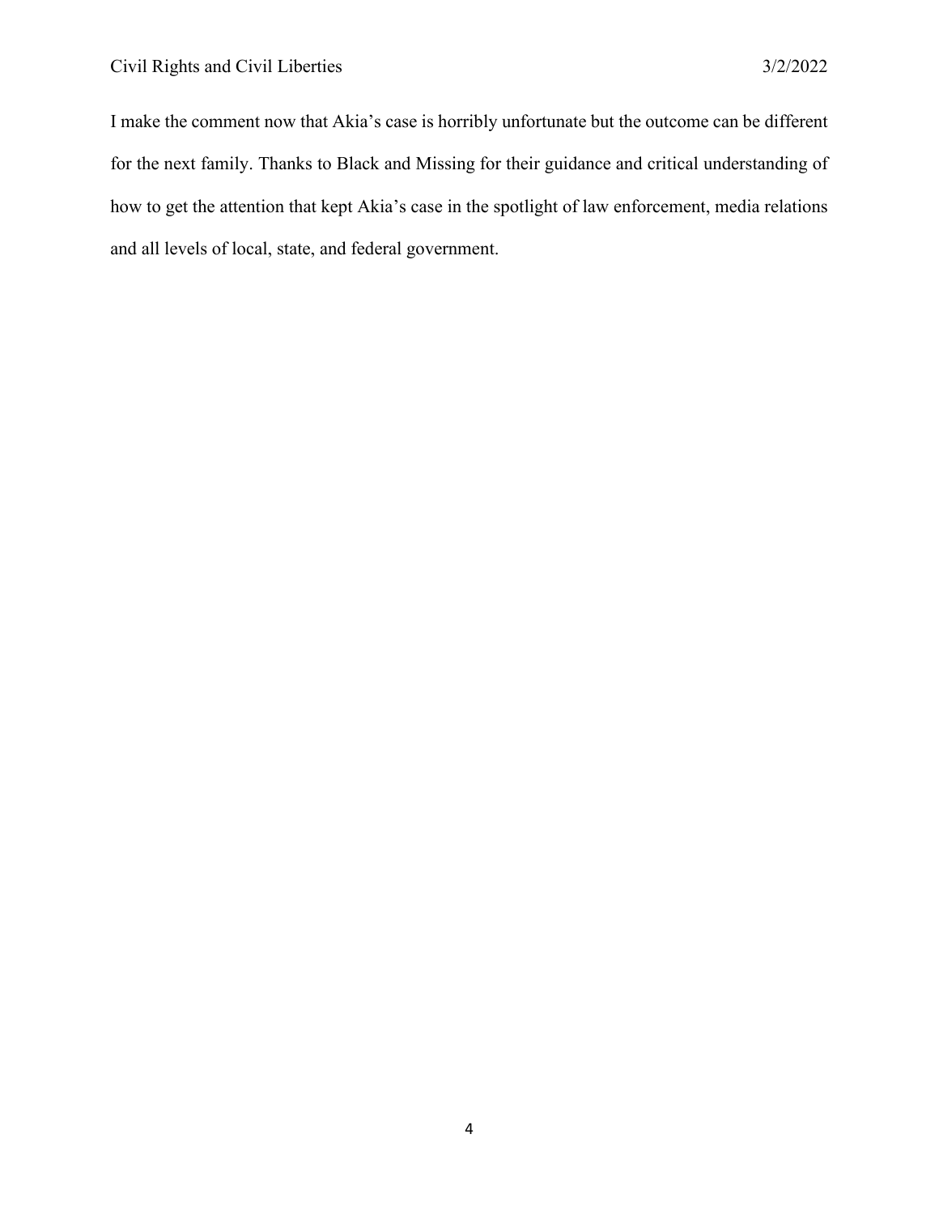I make the comment now that Akia's case is horribly unfortunate but the outcome can be different for the next family. Thanks to Black and Missing for their guidance and critical understanding of how to get the attention that kept Akia's case in the spotlight of law enforcement, media relations and all levels of local, state, and federal government.